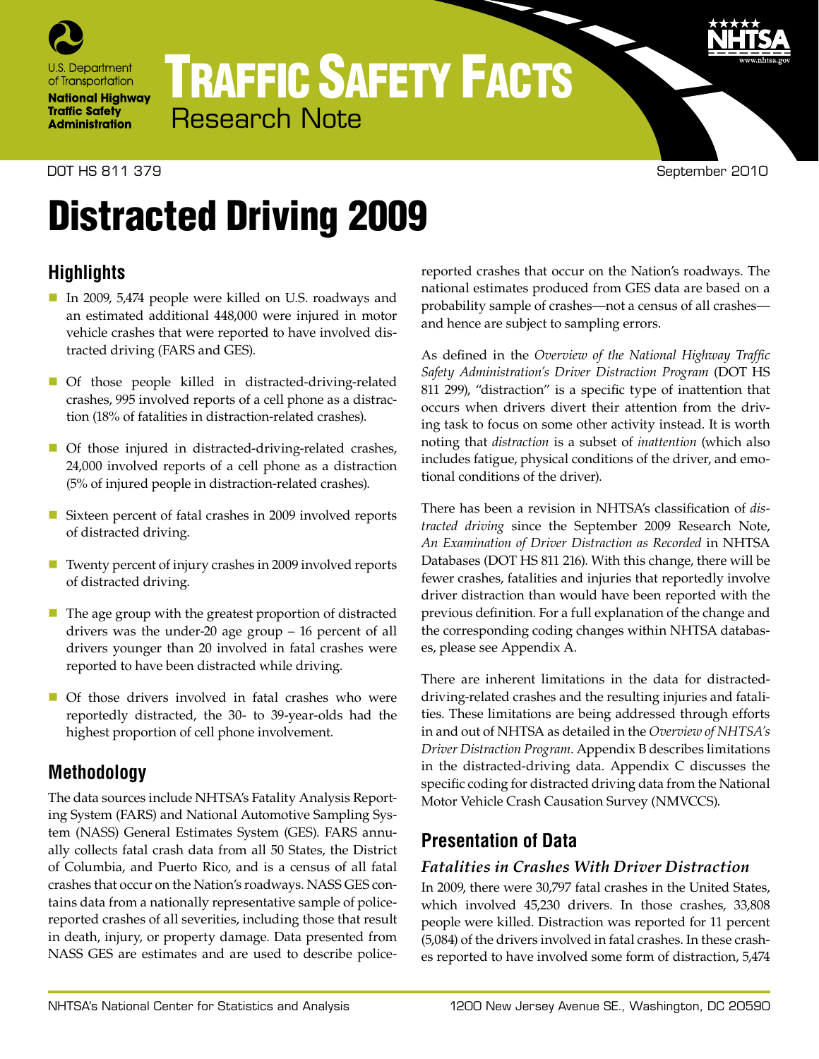# Traffic Safety Facts

Research Note

DOT HS 811 379 September 2010

# Distracted Driving 2009

## Highlights

- In 2009, 5,474 people were killed on U.S. roadways and an estimated additional 448,000 were injured in motor vehicle crashes that were reported to have involved distracted driving (FARS and GES).
- Of those people killed in distracted-driving-related crashes, 995 involved reports of a cell phone as a distraction (18% of fatalities in distraction-related crashes).
- Of those injured in distracted-driving-related crashes, 24,000 involved reports of a cell phone as a distraction (5% of injured people in distraction-related crashes).
- Sixteen percent of fatal crashes in 2009 involved reports of distracted driving.
- Twenty percent of injury crashes in 2009 involved reports of distracted driving.
- The age group with the greatest proportion of distracted drivers was the under-20 age group – 16 percent of all drivers younger than 20 involved in fatal crashes were reported to have been distracted while driving.
- Of those drivers involved in fatal crashes who were reportedly distracted, the 30- to 39-year-olds had the highest proportion of cell phone involvement.

## Methodology

The data sources include NHTSA's Fatality Analysis Reporting System (FARS) and National Automotive Sampling System (NASS) General Estimates System (GES). FARS annually collects fatal crash data from all 50 States, the District of Columbia, and Puerto Rico, and is a census of all fatal crashes that occur on the Nation's roadways. NASS GES contains data from a nationally representative sample of police-reported crashes of all severities, including those that result in death, injury, or property damage. Data presented from NASS GES are estimates and are used to describe police-reported crashes that occur on the Nation's roadways. The national estimates produced from GES data are based on a probability sample of crashes—not a census of all crashes—and hence are subject to sampling errors.

As defined in the *Overview of the National Highway Traffic Safety Administration's Driver Distraction Program* (DOT HS 811 299), "distraction" is a specific type of inattention that occurs when drivers divert their attention from the driving task to focus on some other activity instead. It is worth noting that *distraction* is a subset of *inattention* (which also includes fatigue, physical conditions of the driver, and emotional conditions of the driver).

There has been a revision in NHTSA's classification of *distracted driving* since the September 2009 Research Note, *An Examination of Driver Distraction as Recorded* in NHTSA Databases (DOT HS 811 216). With this change, there will be fewer crashes, fatalities and injuries that reportedly involve driver distraction than would have been reported with the previous definition. For a full explanation of the change and the corresponding coding changes within NHTSA databases, please see Appendix A.

There are inherent limitations in the data for distracted-driving-related crashes and the resulting injuries and fatalities. These limitations are being addressed through efforts in and out of NHTSA as detailed in the *Overview of NHTSA's Driver Distraction Program*. Appendix B describes limitations in the distracted-driving data. Appendix C discusses the specific coding for distracted driving data from the National Motor Vehicle Crash Causation Survey (NMVCCS).

## Presentation of Data

### *Fatalities in Crashes With Driver Distraction*

In 2009, there were 30,797 fatal crashes in the United States, which involved 45,230 drivers. In those crashes, 33,808 people were killed. Distraction was reported for 11 percent (5,084) of the drivers involved in fatal crashes. In these crashes reported to have involved some form of distraction, 5,474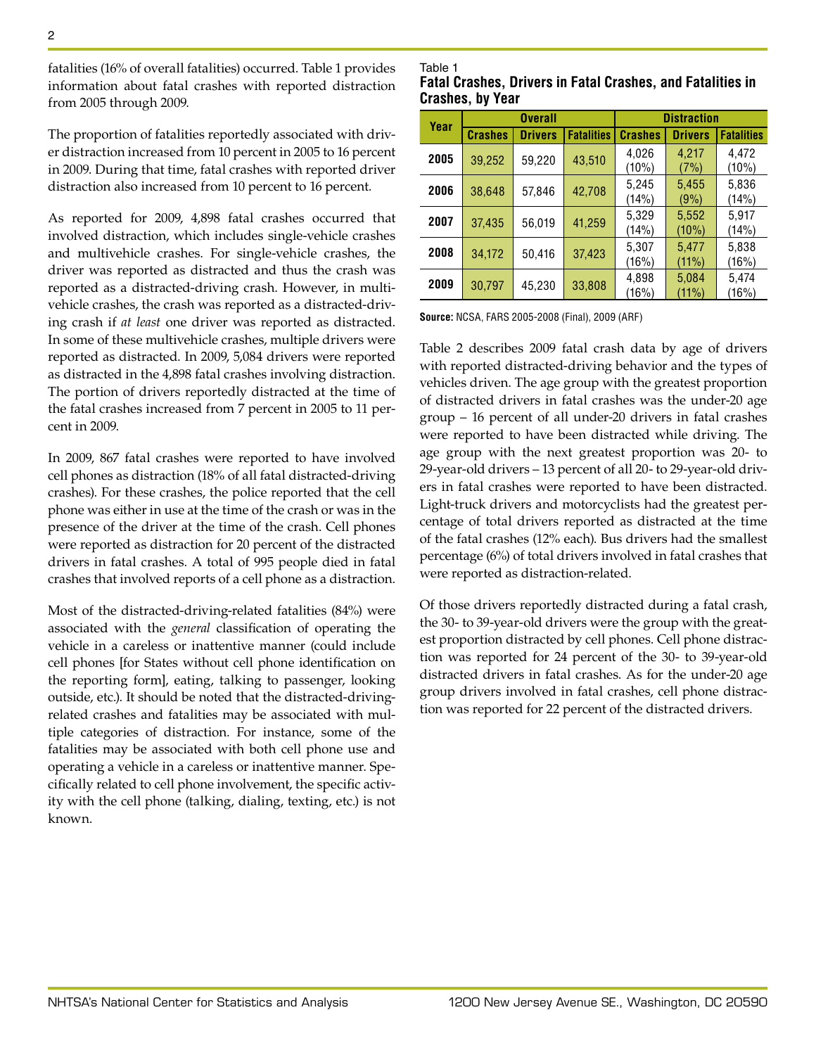fatalities (16% of overall fatalities) occurred. Table 1 provides information about fatal crashes with reported distraction from 2005 through 2009.

The proportion of fatalities reportedly associated with driver distraction increased from 10 percent in 2005 to 16 percent in 2009. During that time, fatal crashes with reported driver distraction also increased from 10 percent to 16 percent.

As reported for 2009, 4,898 fatal crashes occurred that involved distraction, which includes single-vehicle crashes and multivehicle crashes. For single-vehicle crashes, the driver was reported as distracted and thus the crash was reported as a distracted-driving crash. However, in multivehicle crashes, the crash was reported as a distracted-driving crash if *at least* one driver was reported as distracted. In some of these multivehicle crashes, multiple drivers were reported as distracted. In 2009, 5,084 drivers were reported as distracted in the 4,898 fatal crashes involving distraction. The portion of drivers reportedly distracted at the time of the fatal crashes increased from 7 percent in 2005 to 11 percent in 2009.

In 2009, 867 fatal crashes were reported to have involved cell phones as distraction (18% of all fatal distracted-driving crashes). For these crashes, the police reported that the cell phone was either in use at the time of the crash or was in the presence of the driver at the time of the crash. Cell phones were reported as distraction for 20 percent of the distracted drivers in fatal crashes. A total of 995 people died in fatal crashes that involved reports of a cell phone as a distraction.

Most of the distracted-driving-related fatalities (84%) were associated with the *general* classification of operating the vehicle in a careless or inattentive manner (could include cell phones [for States without cell phone identification on the reporting form], eating, talking to passenger, looking outside, etc.). It should be noted that the distracted-driving-related crashes and fatalities may be associated with multiple categories of distraction. For instance, some of the fatalities may be associated with both cell phone use and operating a vehicle in a careless or inattentive manner. Specifically related to cell phone involvement, the specific activity with the cell phone (talking, dialing, texting, etc.) is not known.

Table 1
**Fatal Crashes, Drivers in Fatal Crashes, and Fatalities in Crashes, by Year**

| Year | Overall | | | Distraction | | |
|---|---|---|---|---|---|---|
| | Crashes | Drivers | Fatalities | Crashes | Drivers | Fatalities |
| 2005 | 39,252 | 59,220 | 43,510 | 4,026 (10%) | 4,217 (7%) | 4,472 (10%) |
| 2006 | 38,648 | 57,846 | 42,708 | 5,245 (14%) | 5,455 (9%) | 5,836 (14%) |
| 2007 | 37,435 | 56,019 | 41,259 | 5,329 (14%) | 5,552 (10%) | 5,917 (14%) |
| 2008 | 34,172 | 50,416 | 37,423 | 5,307 (16%) | 5,477 (11%) | 5,838 (16%) |
| 2009 | 30,797 | 45,230 | 33,808 | 4,898 (16%) | 5,084 (11%) | 5,474 (16%) |

**Source:** NCSA, FARS 2005-2008 (Final), 2009 (ARF)

Table 2 describes 2009 fatal crash data by age of drivers with reported distracted-driving behavior and the types of vehicles driven. The age group with the greatest proportion of distracted drivers in fatal crashes was the under-20 age group – 16 percent of all under-20 drivers in fatal crashes were reported to have been distracted while driving. The age group with the next greatest proportion was 20- to 29-year-old drivers – 13 percent of all 20- to 29-year-old drivers in fatal crashes were reported to have been distracted. Light-truck drivers and motorcyclists had the greatest percentage of total drivers reported as distracted at the time of the fatal crashes (12% each). Bus drivers had the smallest percentage (6%) of total drivers involved in fatal crashes that were reported as distraction-related.

Of those drivers reportedly distracted during a fatal crash, the 30- to 39-year-old drivers were the group with the greatest proportion distracted by cell phones. Cell phone distraction was reported for 24 percent of the 30- to 39-year-old distracted drivers in fatal crashes. As for the under-20 age group drivers involved in fatal crashes, cell phone distraction was reported for 22 percent of the distracted drivers.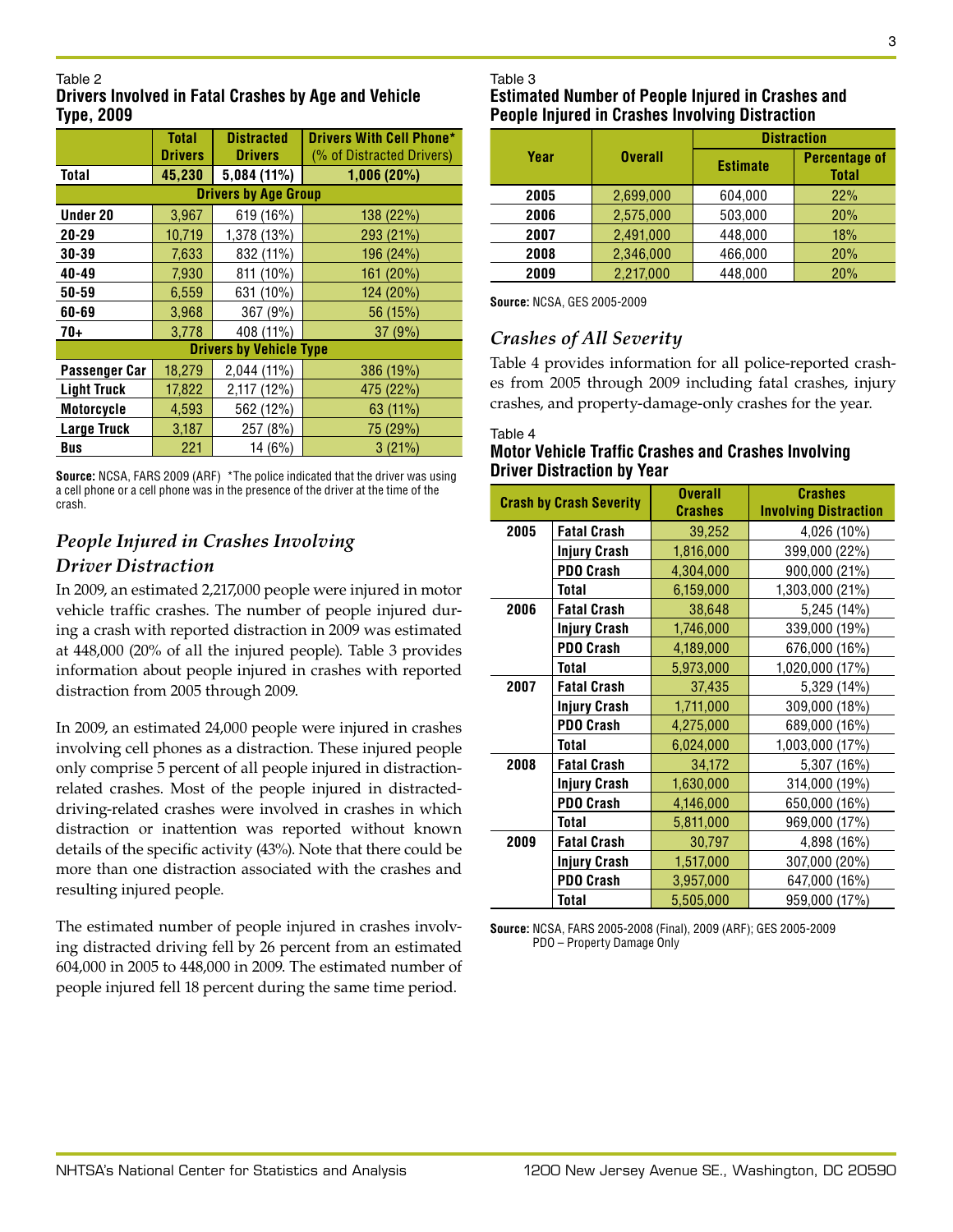Table 2

**Drivers Involved in Fatal Crashes by Age and Vehicle Type, 2009**

| | Total Drivers | Distracted Drivers | Drivers With Cell Phone* (% of Distracted Drivers) |
|---|---|---|---|
| **Total** | **45,230** | **5,084 (11%)** | **1,006 (20%)** |
| **Drivers by Age Group** | | | |
| Under 20 | 3,967 | 619 (16%) | 138 (22%) |
| 20-29 | 10,719 | 1,378 (13%) | 293 (21%) |
| 30-39 | 7,633 | 832 (11%) | 196 (24%) |
| 40-49 | 7,930 | 811 (10%) | 161 (20%) |
| 50-59 | 6,559 | 631 (10%) | 124 (20%) |
| 60-69 | 3,968 | 367 (9%) | 56 (15%) |
| 70+ | 3,778 | 408 (11%) | 37 (9%) |
| **Drivers by Vehicle Type** | | | |
| Passenger Car | 18,279 | 2,044 (11%) | 386 (19%) |
| Light Truck | 17,822 | 2,117 (12%) | 475 (22%) |
| Motorcycle | 4,593 | 562 (12%) | 63 (11%) |
| Large Truck | 3,187 | 257 (8%) | 75 (29%) |
| Bus | 221 | 14 (6%) | 3 (21%) |

**Source:** NCSA, FARS 2009 (ARF) *The police indicated that the driver was using a cell phone or a cell phone was in the presence of the driver at the time of the crash.

## *People Injured in Crashes Involving Driver Distraction*

In 2009, an estimated 2,217,000 people were injured in motor vehicle traffic crashes. The number of people injured during a crash with reported distraction in 2009 was estimated at 448,000 (20% of all the injured people). Table 3 provides information about people injured in crashes with reported distraction from 2005 through 2009.

In 2009, an estimated 24,000 people were injured in crashes involving cell phones as a distraction. These injured people only comprise 5 percent of all people injured in distraction-related crashes. Most of the people injured in distracted-driving-related crashes were involved in crashes in which distraction or inattention was reported without known details of the specific activity (43%). Note that there could be more than one distraction associated with the crashes and resulting injured people.

The estimated number of people injured in crashes involving distracted driving fell by 26 percent from an estimated 604,000 in 2005 to 448,000 in 2009. The estimated number of people injured fell 18 percent during the same time period.

Table 3

**Estimated Number of People Injured in Crashes and People Injured in Crashes Involving Distraction**

| Year | Overall | Distraction | |
|---|---|---|---|
| | | Estimate | Percentage of Total |
| 2005 | 2,699,000 | 604,000 | 22% |
| 2006 | 2,575,000 | 503,000 | 20% |
| 2007 | 2,491,000 | 448,000 | 18% |
| 2008 | 2,346,000 | 466,000 | 20% |
| 2009 | 2,217,000 | 448,000 | 20% |

**Source:** NCSA, GES 2005-2009

## *Crashes of All Severity*

Table 4 provides information for all police-reported crashes from 2005 through 2009 including fatal crashes, injury crashes, and property-damage-only crashes for the year.

Table 4

**Motor Vehicle Traffic Crashes and Crashes Involving Driver Distraction by Year**

| Crash by Crash Severity | | Overall Crashes | Crashes Involving Distraction |
|---|---|---|---|
| 2005 | Fatal Crash | 39,252 | 4,026 (10%) |
| | Injury Crash | 1,816,000 | 399,000 (22%) |
| | PDO Crash | 4,304,000 | 900,000 (21%) |
| | Total | 6,159,000 | 1,303,000 (21%) |
| 2006 | Fatal Crash | 38,648 | 5,245 (14%) |
| | Injury Crash | 1,746,000 | 339,000 (19%) |
| | PDO Crash | 4,189,000 | 676,000 (16%) |
| | Total | 5,973,000 | 1,020,000 (17%) |
| 2007 | Fatal Crash | 37,435 | 5,329 (14%) |
| | Injury Crash | 1,711,000 | 309,000 (18%) |
| | PDO Crash | 4,275,000 | 689,000 (16%) |
| | Total | 6,024,000 | 1,003,000 (17%) |
| 2008 | Fatal Crash | 34,172 | 5,307 (16%) |
| | Injury Crash | 1,630,000 | 314,000 (19%) |
| | PDO Crash | 4,146,000 | 650,000 (16%) |
| | Total | 5,811,000 | 969,000 (17%) |
| 2009 | Fatal Crash | 30,797 | 4,898 (16%) |
| | Injury Crash | 1,517,000 | 307,000 (20%) |
| | PDO Crash | 3,957,000 | 647,000 (16%) |
| | Total | 5,505,000 | 959,000 (17%) |

**Source:** NCSA, FARS 2005-2008 (Final), 2009 (ARF); GES 2005-2009
PDO – Property Damage Only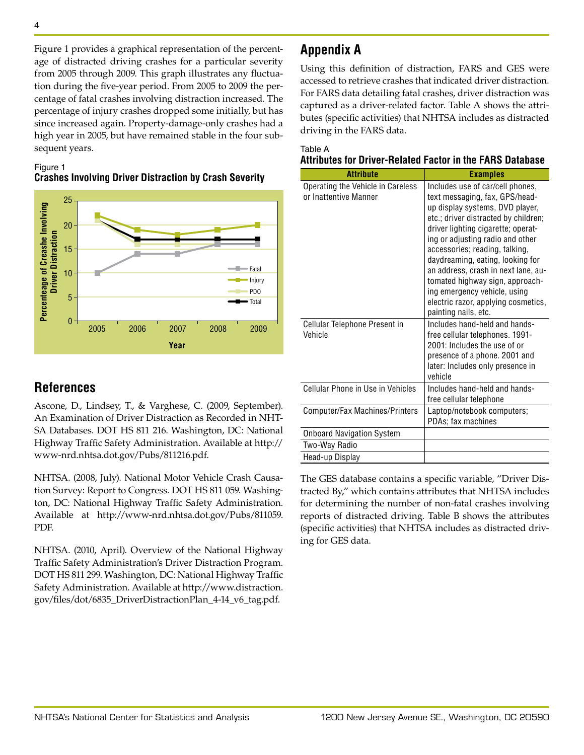Figure 1 provides a graphical representation of the percentage of distracted driving crashes for a particular severity from 2005 through 2009. This graph illustrates any fluctuation during the five-year period. From 2005 to 2009 the percentage of fatal crashes involving distraction increased. The percentage of injury crashes dropped some initially, but has since increased again. Property-damage-only crashes had a high year in 2005, but have remained stable in the four subsequent years.

Figure 1
**Crashes Involving Driver Distraction by Crash Severity**

## References

Ascone, D., Lindsey, T., & Varghese, C. (2009, September). An Examination of Driver Distraction as Recorded in NHTSA Databases. DOT HS 811 216. Washington, DC: National Highway Traffic Safety Administration. Available at http://www-nrd.nhtsa.dot.gov/Pubs/811216.pdf.

NHTSA. (2008, July). National Motor Vehicle Crash Causation Survey: Report to Congress. DOT HS 811 059. Washington, DC: National Highway Traffic Safety Administration. Available at http://www-nrd.nhtsa.dot.gov/Pubs/811059.PDF.

NHTSA. (2010, April). Overview of the National Highway Traffic Safety Administration's Driver Distraction Program. DOT HS 811 299. Washington, DC: National Highway Traffic Safety Administration. Available at http://www.distraction.gov/files/dot/6835_DriverDistractionPlan_4-14_v6_tag.pdf.

## Appendix A

Using this definition of distraction, FARS and GES were accessed to retrieve crashes that indicated driver distraction. For FARS data detailing fatal crashes, driver distraction was captured as a driver-related factor. Table A shows the attributes (specific activities) that NHTSA includes as distracted driving in the FARS data.

Table A
**Attributes for Driver-Related Factor in the FARS Database**

| Attribute | Examples |
|---|---|
| Operating the Vehicle in Careless or Inattentive Manner | Includes use of car/cell phones, text messaging, fax, GPS/head-up display systems, DVD player, etc.; driver distracted by children; driver lighting cigarette; operating or adjusting radio and other accessories; reading, talking, daydreaming, eating, looking for an address, crash in next lane, automated highway sign, approaching emergency vehicle, using electric razor, applying cosmetics, painting nails, etc. |
| Cellular Telephone Present in Vehicle | Includes hand-held and hands-free cellular telephones. 1991-2001: Includes the use of or presence of a phone. 2001 and later: Includes only presence in vehicle |
| Cellular Phone in Use in Vehicles | Includes hand-held and hands-free cellular telephone |
| Computer/Fax Machines/Printers | Laptop/notebook computers; PDAs; fax machines |
| Onboard Navigation System | |
| Two-Way Radio | |
| Head-up Display | |

The GES database contains a specific variable, "Driver Distracted By," which contains attributes that NHTSA includes for determining the number of non-fatal crashes involving reports of distracted driving. Table B shows the attributes (specific activities) that NHTSA includes as distracted driving for GES data.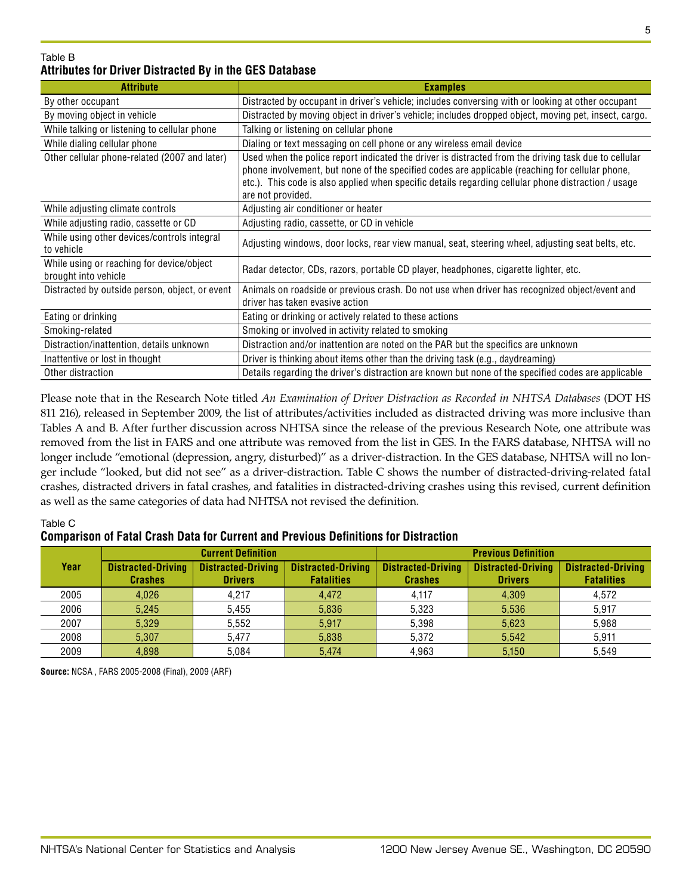Table B

**Attributes for Driver Distracted By in the GES Database**

| Attribute | Examples |
|---|---|
| By other occupant | Distracted by occupant in driver's vehicle; includes conversing with or looking at other occupant |
| By moving object in vehicle | Distracted by moving object in driver's vehicle; includes dropped object, moving pet, insect, cargo. |
| While talking or listening to cellular phone | Talking or listening on cellular phone |
| While dialing cellular phone | Dialing or text messaging on cell phone or any wireless email device |
| Other cellular phone-related (2007 and later) | Used when the police report indicated the driver is distracted from the driving task due to cellular phone involvement, but none of the specified codes are applicable (reaching for cellular phone, etc.). This code is also applied when specific details regarding cellular phone distraction / usage are not provided. |
| While adjusting climate controls | Adjusting air conditioner or heater |
| While adjusting radio, cassette or CD | Adjusting radio, cassette, or CD in vehicle |
| While using other devices/controls integral to vehicle | Adjusting windows, door locks, rear view manual, seat, steering wheel, adjusting seat belts, etc. |
| While using or reaching for device/object brought into vehicle | Radar detector, CDs, razors, portable CD player, headphones, cigarette lighter, etc. |
| Distracted by outside person, object, or event | Animals on roadside or previous crash. Do not use when driver has recognized object/event and driver has taken evasive action |
| Eating or drinking | Eating or drinking or actively related to these actions |
| Smoking-related | Smoking or involved in activity related to smoking |
| Distraction/inattention, details unknown | Distraction and/or inattention are noted on the PAR but the specifics are unknown |
| Inattentive or lost in thought | Driver is thinking about items other than the driving task (e.g., daydreaming) |
| Other distraction | Details regarding the driver's distraction are known but none of the specified codes are applicable |

Please note that in the Research Note titled *An Examination of Driver Distraction as Recorded in NHTSA Databases* (DOT HS 811 216), released in September 2009, the list of attributes/activities included as distracted driving was more inclusive than Tables A and B. After further discussion across NHTSA since the release of the previous Research Note, one attribute was removed from the list in FARS and one attribute was removed from the list in GES. In the FARS database, NHTSA will no longer include "emotional (depression, angry, disturbed)" as a driver-distraction. In the GES database, NHTSA will no longer include "looked, but did not see" as a driver-distraction. Table C shows the number of distracted-driving-related fatal crashes, distracted drivers in fatal crashes, and fatalities in distracted-driving crashes using this revised, current definition as well as the same categories of data had NHTSA not revised the definition.

Table C

**Comparison of Fatal Crash Data for Current and Previous Definitions for Distraction**

| Year | Current Definition | | | Previous Definition | | |
|---|---|---|---|---|---|---|
| | Distracted-Driving Crashes | Distracted-Driving Drivers | Distracted-Driving Fatalities | Distracted-Driving Crashes | Distracted-Driving Drivers | Distracted-Driving Fatalities |
| 2005 | 4,026 | 4,217 | 4,472 | 4,117 | 4,309 | 4,572 |
| 2006 | 5,245 | 5,455 | 5,836 | 5,323 | 5,536 | 5,917 |
| 2007 | 5,329 | 5,552 | 5,917 | 5,398 | 5,623 | 5,988 |
| 2008 | 5,307 | 5,477 | 5,838 | 5,372 | 5,542 | 5,911 |
| 2009 | 4,898 | 5,084 | 5,474 | 4,963 | 5,150 | 5,549 |

**Source:** NCSA , FARS 2005-2008 (Final), 2009 (ARF)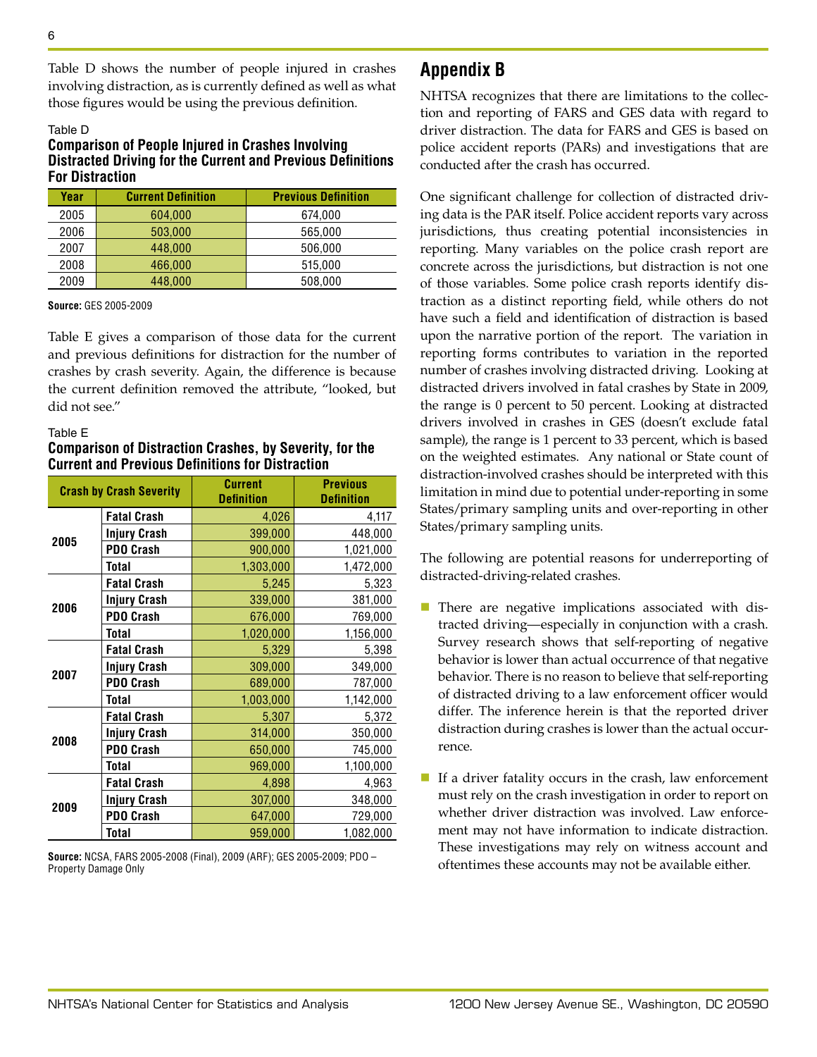Table D shows the number of people injured in crashes involving distraction, as is currently defined as well as what those figures would be using the previous definition.

Table D
**Comparison of People Injured in Crashes Involving Distracted Driving for the Current and Previous Definitions For Distraction**

| Year | Current Definition | Previous Definition |
|---|---|---|
| 2005 | 604,000 | 674,000 |
| 2006 | 503,000 | 565,000 |
| 2007 | 448,000 | 506,000 |
| 2008 | 466,000 | 515,000 |
| 2009 | 448,000 | 508,000 |

**Source:** GES 2005-2009

Table E gives a comparison of those data for the current and previous definitions for distraction for the number of crashes by crash severity. Again, the difference is because the current definition removed the attribute, "looked, but did not see."

Table E
**Comparison of Distraction Crashes, by Severity, for the Current and Previous Definitions for Distraction**

| Crash by Crash Severity | | Current Definition | Previous Definition |
|---|---|---|---|
| 2005 | Fatal Crash | 4,026 | 4,117 |
| | Injury Crash | 399,000 | 448,000 |
| | PDO Crash | 900,000 | 1,021,000 |
| | Total | 1,303,000 | 1,472,000 |
| 2006 | Fatal Crash | 5,245 | 5,323 |
| | Injury Crash | 339,000 | 381,000 |
| | PDO Crash | 676,000 | 769,000 |
| | Total | 1,020,000 | 1,156,000 |
| 2007 | Fatal Crash | 5,329 | 5,398 |
| | Injury Crash | 309,000 | 349,000 |
| | PDO Crash | 689,000 | 787,000 |
| | Total | 1,003,000 | 1,142,000 |
| 2008 | Fatal Crash | 5,307 | 5,372 |
| | Injury Crash | 314,000 | 350,000 |
| | PDO Crash | 650,000 | 745,000 |
| | Total | 969,000 | 1,100,000 |
| 2009 | Fatal Crash | 4,898 | 4,963 |
| | Injury Crash | 307,000 | 348,000 |
| | PDO Crash | 647,000 | 729,000 |
| | Total | 959,000 | 1,082,000 |

**Source:** NCSA, FARS 2005-2008 (Final), 2009 (ARF); GES 2005-2009; PDO – Property Damage Only

## Appendix B

NHTSA recognizes that there are limitations to the collection and reporting of FARS and GES data with regard to driver distraction. The data for FARS and GES is based on police accident reports (PARs) and investigations that are conducted after the crash has occurred.

One significant challenge for collection of distracted driving data is the PAR itself. Police accident reports vary across jurisdictions, thus creating potential inconsistencies in reporting. Many variables on the police crash report are concrete across the jurisdictions, but distraction is not one of those variables. Some police crash reports identify distraction as a distinct reporting field, while others do not have such a field and identification of distraction is based upon the narrative portion of the report. The variation in reporting forms contributes to variation in the reported number of crashes involving distracted driving. Looking at distracted drivers involved in fatal crashes by State in 2009, the range is 0 percent to 50 percent. Looking at distracted drivers involved in crashes in GES (doesn't exclude fatal sample), the range is 1 percent to 33 percent, which is based on the weighted estimates. Any national or State count of distraction-involved crashes should be interpreted with this limitation in mind due to potential under-reporting in some States/primary sampling units and over-reporting in other States/primary sampling units.

The following are potential reasons for underreporting of distracted-driving-related crashes.

- There are negative implications associated with distracted driving—especially in conjunction with a crash. Survey research shows that self-reporting of negative behavior is lower than actual occurrence of that negative behavior. There is no reason to believe that self-reporting of distracted driving to a law enforcement officer would differ. The inference herein is that the reported driver distraction during crashes is lower than the actual occurrence.
- If a driver fatality occurs in the crash, law enforcement must rely on the crash investigation in order to report on whether driver distraction was involved. Law enforcement may not have information to indicate distraction. These investigations may rely on witness account and oftentimes these accounts may not be available either.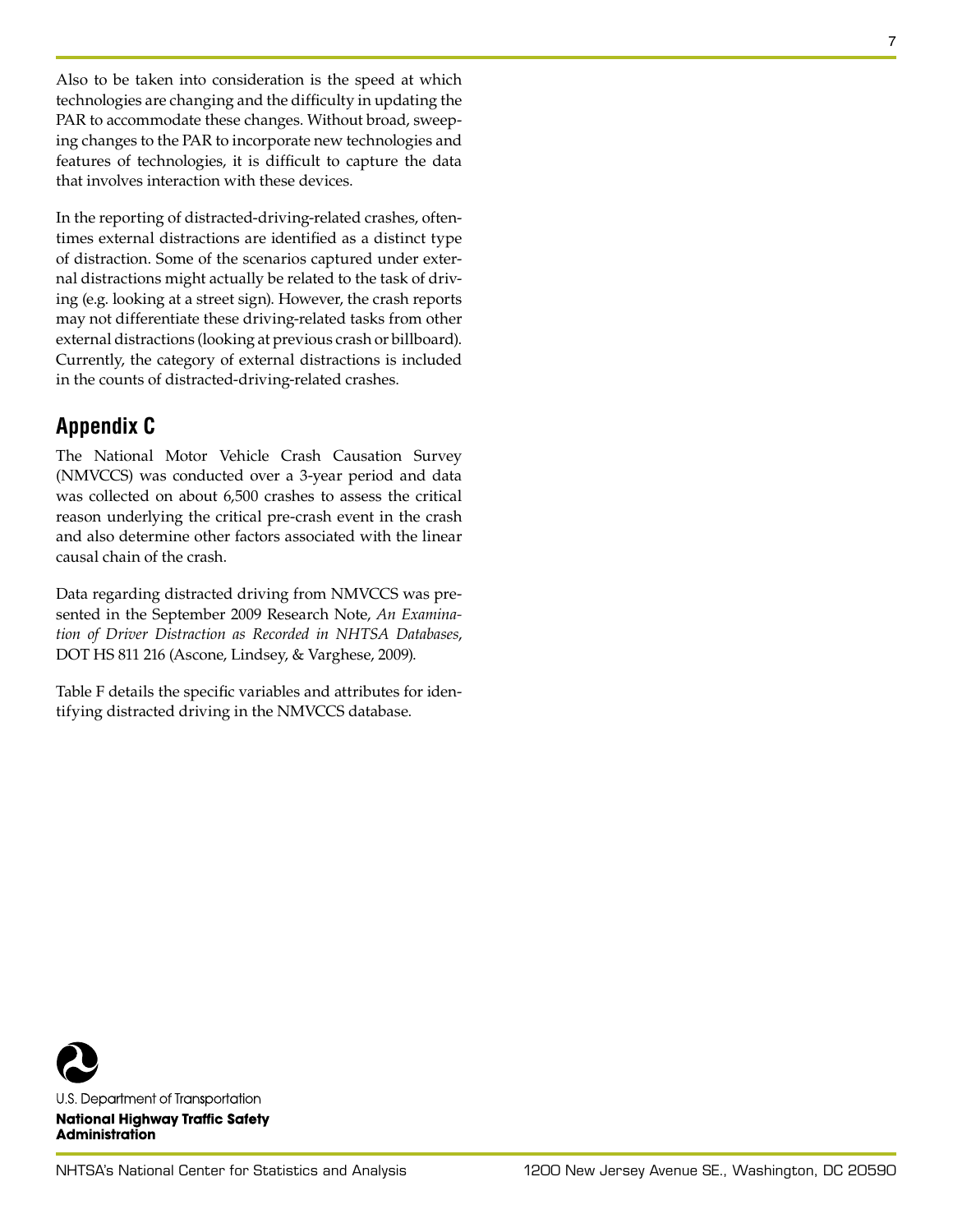Also to be taken into consideration is the speed at which technologies are changing and the difficulty in updating the PAR to accommodate these changes. Without broad, sweeping changes to the PAR to incorporate new technologies and features of technologies, it is difficult to capture the data that involves interaction with these devices.

In the reporting of distracted-driving-related crashes, oftentimes external distractions are identified as a distinct type of distraction. Some of the scenarios captured under external distractions might actually be related to the task of driving (e.g. looking at a street sign). However, the crash reports may not differentiate these driving-related tasks from other external distractions (looking at previous crash or billboard). Currently, the category of external distractions is included in the counts of distracted-driving-related crashes.

## Appendix C

The National Motor Vehicle Crash Causation Survey (NMVCCS) was conducted over a 3-year period and data was collected on about 6,500 crashes to assess the critical reason underlying the critical pre-crash event in the crash and also determine other factors associated with the linear causal chain of the crash.

Data regarding distracted driving from NMVCCS was presented in the September 2009 Research Note, *An Examination of Driver Distraction as Recorded in NHTSA Databases*, DOT HS 811 216 (Ascone, Lindsey, & Varghese, 2009).

Table F details the specific variables and attributes for identifying distracted driving in the NMVCCS database.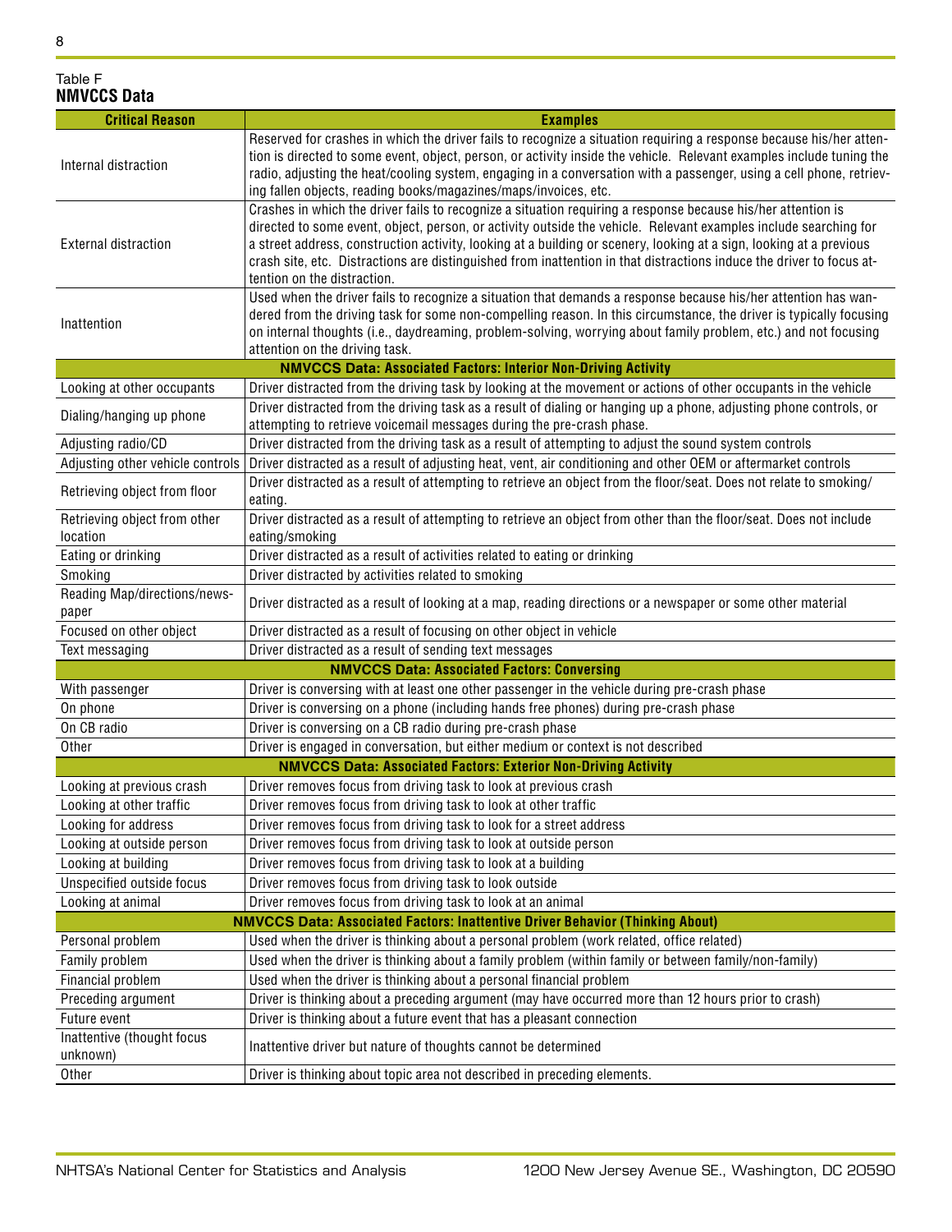Table F
**NMVCCS Data**

| Critical Reason | Examples |
|---|---|
| Internal distraction | Reserved for crashes in which the driver fails to recognize a situation requiring a response because his/her attention is directed to some event, object, person, or activity inside the vehicle. Relevant examples include tuning the radio, adjusting the heat/cooling system, engaging in a conversation with a passenger, using a cell phone, retrieving fallen objects, reading books/magazines/maps/invoices, etc. |
| External distraction | Crashes in which the driver fails to recognize a situation requiring a response because his/her attention is directed to some event, object, person, or activity outside the vehicle. Relevant examples include searching for a street address, construction activity, looking at a building or scenery, looking at a sign, looking at a previous crash site, etc. Distractions are distinguished from inattention in that distractions induce the driver to focus attention on the distraction. |
| Inattention | Used when the driver fails to recognize a situation that demands a response because his/her attention has wandered from the driving task for some non-compelling reason. In this circumstance, the driver is typically focusing on internal thoughts (i.e., daydreaming, problem-solving, worrying about family problem, etc.) and not focusing attention on the driving task. |
| **NMVCCS Data: Associated Factors: Interior Non-Driving Activity** | |
| Looking at other occupants | Driver distracted from the driving task by looking at the movement or actions of other occupants in the vehicle |
| Dialing/hanging up phone | Driver distracted from the driving task as a result of dialing or hanging up a phone, adjusting phone controls, or attempting to retrieve voicemail messages during the pre-crash phase. |
| Adjusting radio/CD | Driver distracted from the driving task as a result of attempting to adjust the sound system controls |
| Adjusting other vehicle controls | Driver distracted as a result of adjusting heat, vent, air conditioning and other OEM or aftermarket controls |
| Retrieving object from floor | Driver distracted as a result of attempting to retrieve an object from the floor/seat. Does not relate to smoking/eating. |
| Retrieving object from other location | Driver distracted as a result of attempting to retrieve an object from other than the floor/seat. Does not include eating/smoking |
| Eating or drinking | Driver distracted as a result of activities related to eating or drinking |
| Smoking | Driver distracted by activities related to smoking |
| Reading Map/directions/newspaper | Driver distracted as a result of looking at a map, reading directions or a newspaper or some other material |
| Focused on other object | Driver distracted as a result of focusing on other object in vehicle |
| Text messaging | Driver distracted as a result of sending text messages |
| **NMVCCS Data: Associated Factors: Conversing** | |
| With passenger | Driver is conversing with at least one other passenger in the vehicle during pre-crash phase |
| On phone | Driver is conversing on a phone (including hands free phones) during pre-crash phase |
| On CB radio | Driver is conversing on a CB radio during pre-crash phase |
| Other | Driver is engaged in conversation, but either medium or context is not described |
| **NMVCCS Data: Associated Factors: Exterior Non-Driving Activity** | |
| Looking at previous crash | Driver removes focus from driving task to look at previous crash |
| Looking at other traffic | Driver removes focus from driving task to look at other traffic |
| Looking for address | Driver removes focus from driving task to look for a street address |
| Looking at outside person | Driver removes focus from driving task to look at outside person |
| Looking at building | Driver removes focus from driving task to look at a building |
| Unspecified outside focus | Driver removes focus from driving task to look outside |
| Looking at animal | Driver removes focus from driving task to look at an animal |
| **NMVCCS Data: Associated Factors: Inattentive Driver Behavior (Thinking About)** | |
| Personal problem | Used when the driver is thinking about a personal problem (work related, office related) |
| Family problem | Used when the driver is thinking about a family problem (within family or between family/non-family) |
| Financial problem | Used when the driver is thinking about a personal financial problem |
| Preceding argument | Driver is thinking about a preceding argument (may have occurred more than 12 hours prior to crash) |
| Future event | Driver is thinking about a future event that has a pleasant connection |
| Inattentive (thought focus unknown) | Inattentive driver but nature of thoughts cannot be determined |
| Other | Driver is thinking about topic area not described in preceding elements. |